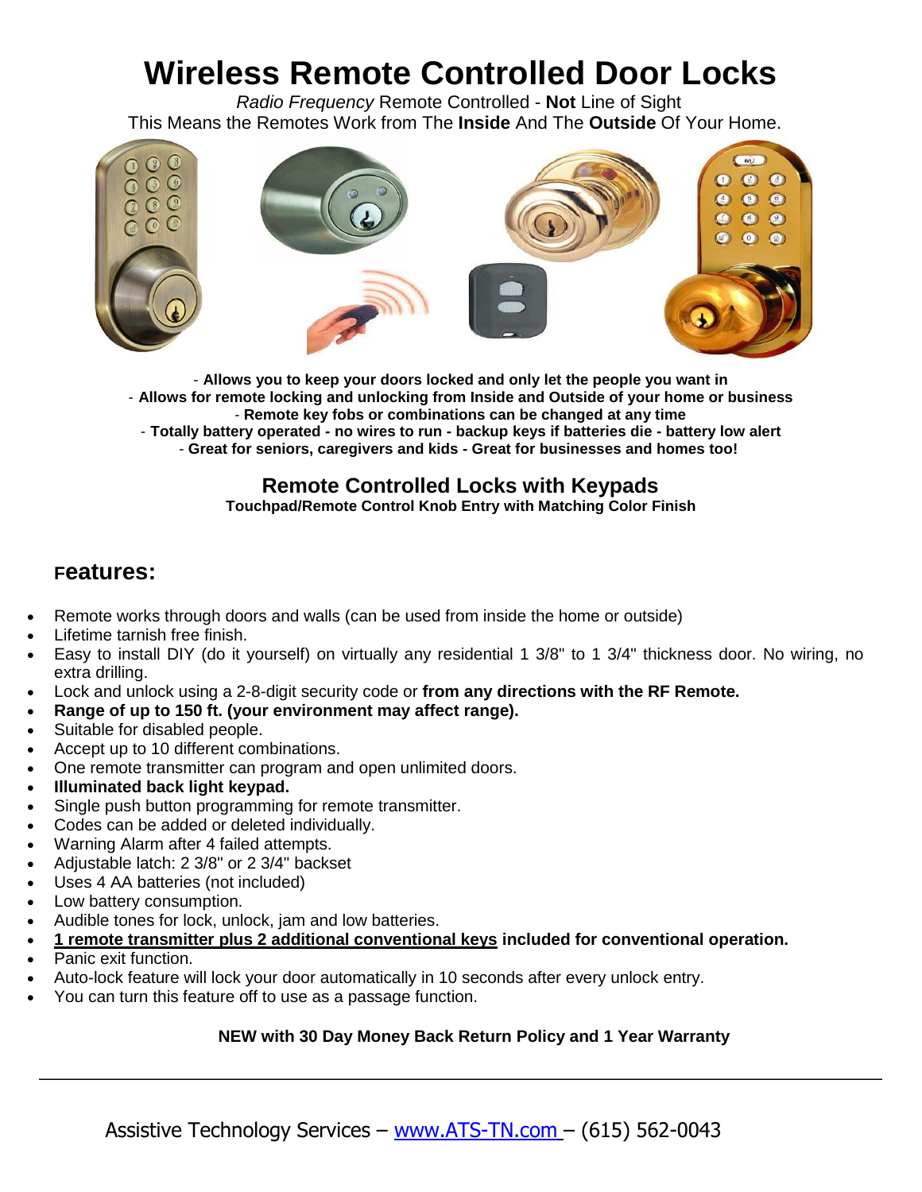# Wireless Remote Controlled Door Locks

*Radio Frequency* Remote Controlled - **Not** Line of Sight
This Means the Remotes Work from The **Inside** And The **Outside** Of Your Home.

- **Allows you to keep your doors locked and only let the people you want in**
- **Allows for remote locking and unlocking from Inside and Outside of your home or business**
- **Remote key fobs or combinations can be changed at any time**
- **Totally battery operated - no wires to run - backup keys if batteries die - battery low alert**
- **Great for seniors, caregivers and kids - Great for businesses and homes too!**

## Remote Controlled Locks with Keypads

**Touchpad/Remote Control Knob Entry with Matching Color Finish**

## Features:

- Remote works through doors and walls (can be used from inside the home or outside)
- Lifetime tarnish free finish.
- Easy to install DIY (do it yourself) on virtually any residential 1 3/8" to 1 3/4" thickness door. No wiring, no extra drilling.
- Lock and unlock using a 2-8-digit security code or **from any directions with the RF Remote.**
- **Range of up to 150 ft. (your environment may affect range).**
- Suitable for disabled people.
- Accept up to 10 different combinations.
- One remote transmitter can program and open unlimited doors.
- **Illuminated back light keypad.**
- Single push button programming for remote transmitter.
- Codes can be added or deleted individually.
- Warning Alarm after 4 failed attempts.
- Adjustable latch: 2 3/8" or 2 3/4" backset
- Uses 4 AA batteries (not included)
- Low battery consumption.
- Audible tones for lock, unlock, jam and low batteries.
- **<u>1 remote transmitter plus 2 additional conventional keys</u> included for conventional operation.**
- Panic exit function.
- Auto-lock feature will lock your door automatically in 10 seconds after every unlock entry.
- You can turn this feature off to use as a passage function.

**NEW with 30 Day Money Back Return Policy and 1 Year Warranty**

---

Assistive Technology Services – www.ATS-TN.com – (615) 562-0043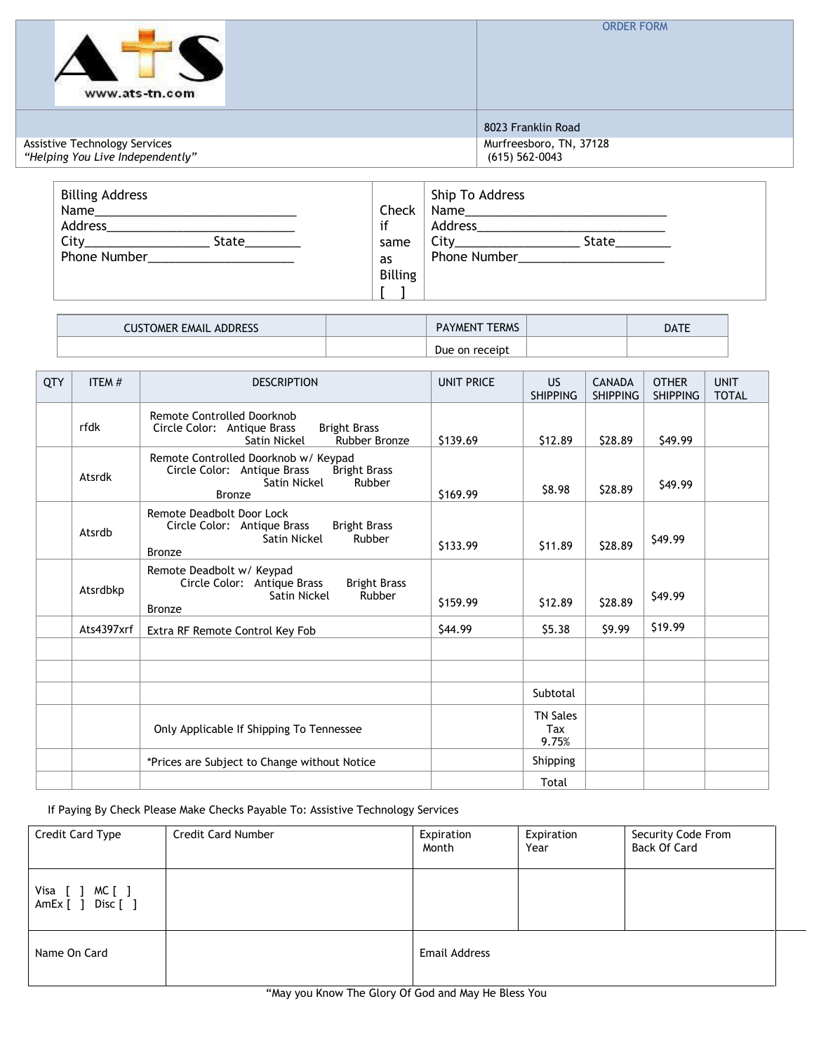ATS www.ats-tn.com

ORDER FORM

Assistive Technology Services
*"Helping You Live Independently"*

8023 Franklin Road
Murfreesboro, TN, 37128
(615) 562-0043

| Billing Address | Check if same as Billing [ ] | Ship To Address |
|---|---|---|
| Name______________________________ | | Name______________________________ |
| Address____________________________ | | Address____________________________ |
| City__________________ State________ | | City__________________ State________ |
| Phone Number_____________________ | | Phone Number_____________________ |

| CUSTOMER EMAIL ADDRESS | | PAYMENT TERMS | | DATE |
|---|---|---|---|---|
| | | Due on receipt | | |

| QTY | ITEM # | DESCRIPTION | UNIT PRICE | US SHIPPING | CANADA SHIPPING | OTHER SHIPPING | UNIT TOTAL |
|---|---|---|---|---|---|---|---|
| | rfdk | Remote Controlled Doorknob Circle Color: Antique Brass Bright Brass Satin Nickel Rubber Bronze | $139.69 | $12.89 | $28.89 | $49.99 | |
| | Atsrdk | Remote Controlled Doorknob w/ Keypad Circle Color: Antique Brass Bright Brass Satin Nickel Rubber Bronze | $169.99 | $8.98 | $28.89 | $49.99 | |
| | Atsrdb | Remote Deadbolt Door Lock Circle Color: Antique Brass Bright Brass Satin Nickel Rubber Bronze | $133.99 | $11.89 | $28.89 | $49.99 | |
| | Atsrdbkp | Remote Deadbolt w/ Keypad Circle Color: Antique Brass Bright Brass Satin Nickel Rubber Bronze | $159.99 | $12.89 | $28.89 | $49.99 | |
| | Ats4397xrf | Extra RF Remote Control Key Fob | $44.99 | $5.38 | $9.99 | $19.99 | |
| | | | | | | | |
| | | | | | | | |
| | | | | Subtotal | | | |
| | | Only Applicable If Shipping To Tennessee | | TN Sales Tax 9.75% | | | |
| | | *Prices are Subject to Change without Notice | | Shipping | | | |
| | | | | Total | | | |

If Paying By Check Please Make Checks Payable To: Assistive Technology Services

| Credit Card Type | Credit Card Number | Expiration Month | Expiration Year | Security Code From Back Of Card |
|---|---|---|---|---|
| Visa [ ] MC [ ] AmEx [ ] Disc [ ] | | | | |
| Name On Card | | Email Address | | |

"May you Know The Glory Of God and May He Bless You